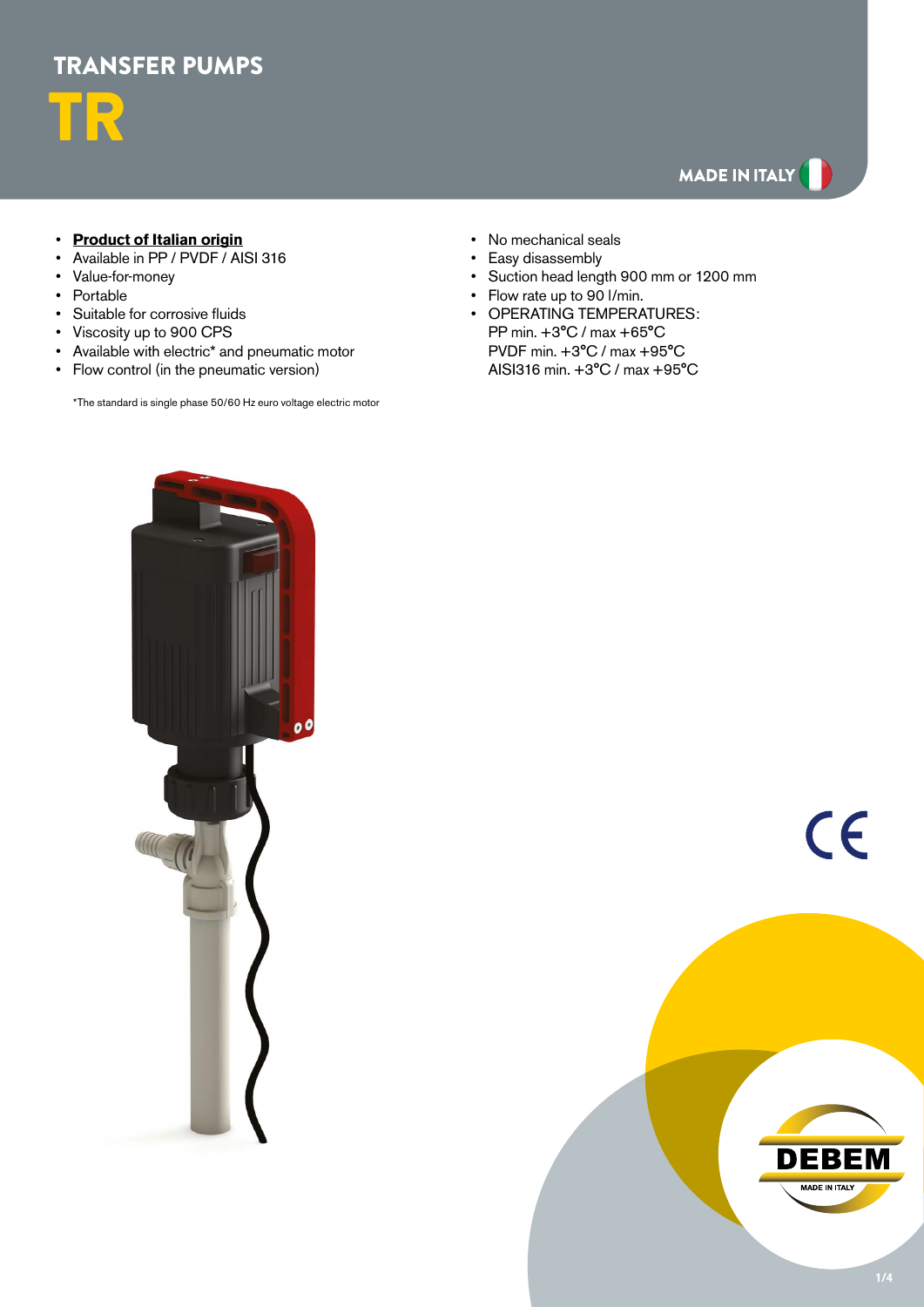# TRANSFER PUMPS

# TR

MADE IN ITALY

- **Product of Italian origin**
- Available in PP / PVDF / AISI 316
- Value-for-money
- Portable
- Suitable for corrosive fluids
- Viscosity up to 900 CPS
- Available with electric* and pneumatic motor
- Flow control (in the pneumatic version)

*The standard is single phase 50/60 Hz euro voltage electric motor

- No mechanical seals
- Easy disassembly
- Suction head length 900 mm or 1200 mm
- Flow rate up to 90 l/min.
- OPERATING TEMPERATURES:
  PP min. +3°C / max +65°C
  PVDF min. +3°C / max +95°C
  AISI316 min. +3°C / max +95°C

DEBEM

MADE IN ITALY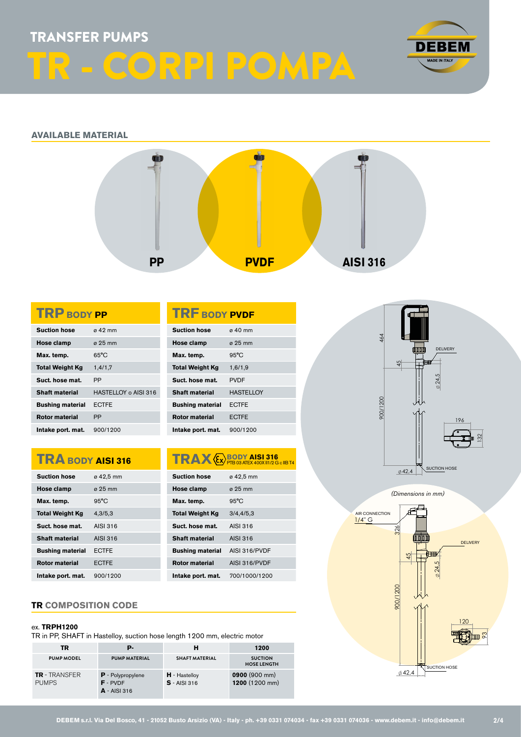# TRANSFER PUMPS

# TR - CORPI POMPA

## AVAILABLE MATERIAL

PP | PVDF | AISI 316

### TRP BODY PP

| | |
|---|---|
| Suction hose | ø 42 mm |
| Hose clamp | ø 25 mm |
| Max. temp. | 65°C |
| Total Weight Kg | 1,4/1,7 |
| Suct. hose mat. | PP |
| Shaft material | HASTELLOY o AISI 316 |
| Bushing material | ECTFE |
| Rotor material | PP |
| Intake port. mat. | 900/1200 |

### TRF BODY PVDF

| | |
|---|---|
| Suction hose | ø 40 mm |
| Hose clamp | ø 25 mm |
| Max. temp. | 95°C |
| Total Weight Kg | 1,6/1,9 |
| Suct. hose mat. | PVDF |
| Shaft material | HASTELLOY |
| Bushing material | ECTFE |
| Rotor material | ECTFE |
| Intake port. mat. | 900/1200 |

### TRA BODY AISI 316

| | |
|---|---|
| Suction hose | ø 42,5 mm |
| Hose clamp | ø 25 mm |
| Max. temp. | 95°C |
| Total Weight Kg | 4,3/5,3 |
| Suct. hose mat. | AISI 316 |
| Shaft material | AISI 316 |
| Bushing material | ECTFE |
| Rotor material | ECTFE |
| Intake port. mat. | 900/1200 |

### TRAX BODY AISI 316 PTB 03 ATEX 400X II1/2 G c IIB T4

| | |
|---|---|
| Suction hose | ø 42,5 mm |
| Hose clamp | ø 25 mm |
| Max. temp. | 95°C |
| Total Weight Kg | 3/4,4/5,3 |
| Suct. hose mat. | AISI 316 |
| Shaft material | AISI 316 |
| Bushing material | AISI 316/PVDF |
| Rotor material | AISI 316/PVDF |
| Intake port. mat. | 700/1000/1200 |

464 | DELIVERY | 45 | ø 24,5 | 900/1200 | 196 | 132 | ø 42,4 | SUCTION HOSE

*(Dimensions in mm)*

AIR CONNECTION 1/4" G | 326 | DELIVERY | 45 | ø 24,5 | 900/1200 | 120 | 93 | ø 42,4 | SUCTION HOSE

## TR COMPOSITION CODE

ex. **TRPH1200**

TR in PP, SHAFT in Hastelloy, suction hose length 1200 mm, electric motor

| TR | P- | H | 1200 |
|---|---|---|---|
| PUMP MODEL | PUMP MATERIAL | SHAFT MATERIAL | SUCTION HOSE LENGTH |
| **TR** - TRANSFER PUMPS | **P** - Polypropylene<br>**F** - PVDF<br>**A** - AISI 316 | **H** - Hastelloy<br>**S** - AISI 316 | **0900** (900 mm)<br>**1200** (1200 mm) |

DEBEM s.r.l. Via Del Bosco, 41 - 21052 Busto Arsizio (VA) - Italy - ph. +39 0331 074034 - fax +39 0331 074036 - www.debem.it - info@debem.it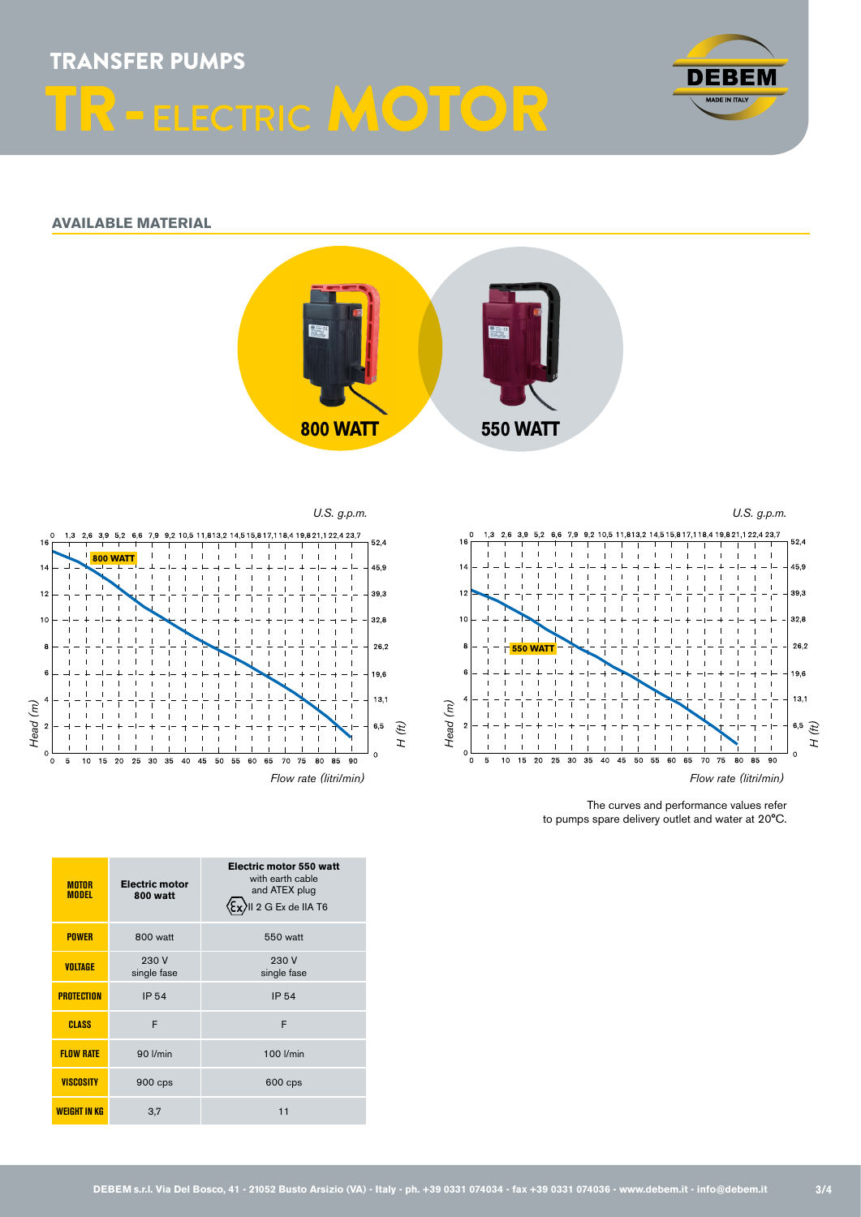# TRANSFER PUMPS

# TR - ELECTRIC MOTOR

## AVAILABLE MATERIAL

**800 WATT** **550 WATT**

The curves and performance values refer to pumps spare delivery outlet and water at 20°C.

| MOTOR MODEL | Electric motor 800 watt | Electric motor 550 watt with earth cable and ATEX plug II 2 G Ex de IIA T6 |
|---|---|---|
| POWER | 800 watt | 550 watt |
| VOLTAGE | 230 V single fase | 230 V single fase |
| PROTECTION | IP 54 | IP 54 |
| CLASS | F | F |
| FLOW RATE | 90 l/min | 100 l/min |
| VISCOSITY | 900 cps | 600 cps |
| WEIGHT IN KG | 3,7 | 11 |

DEBEM s.r.l. Via Del Bosco, 41 - 21052 Busto Arsizio (VA) - Italy - ph. +39 0331 074034 - fax +39 0331 074036 - www.debem.it - info@debem.it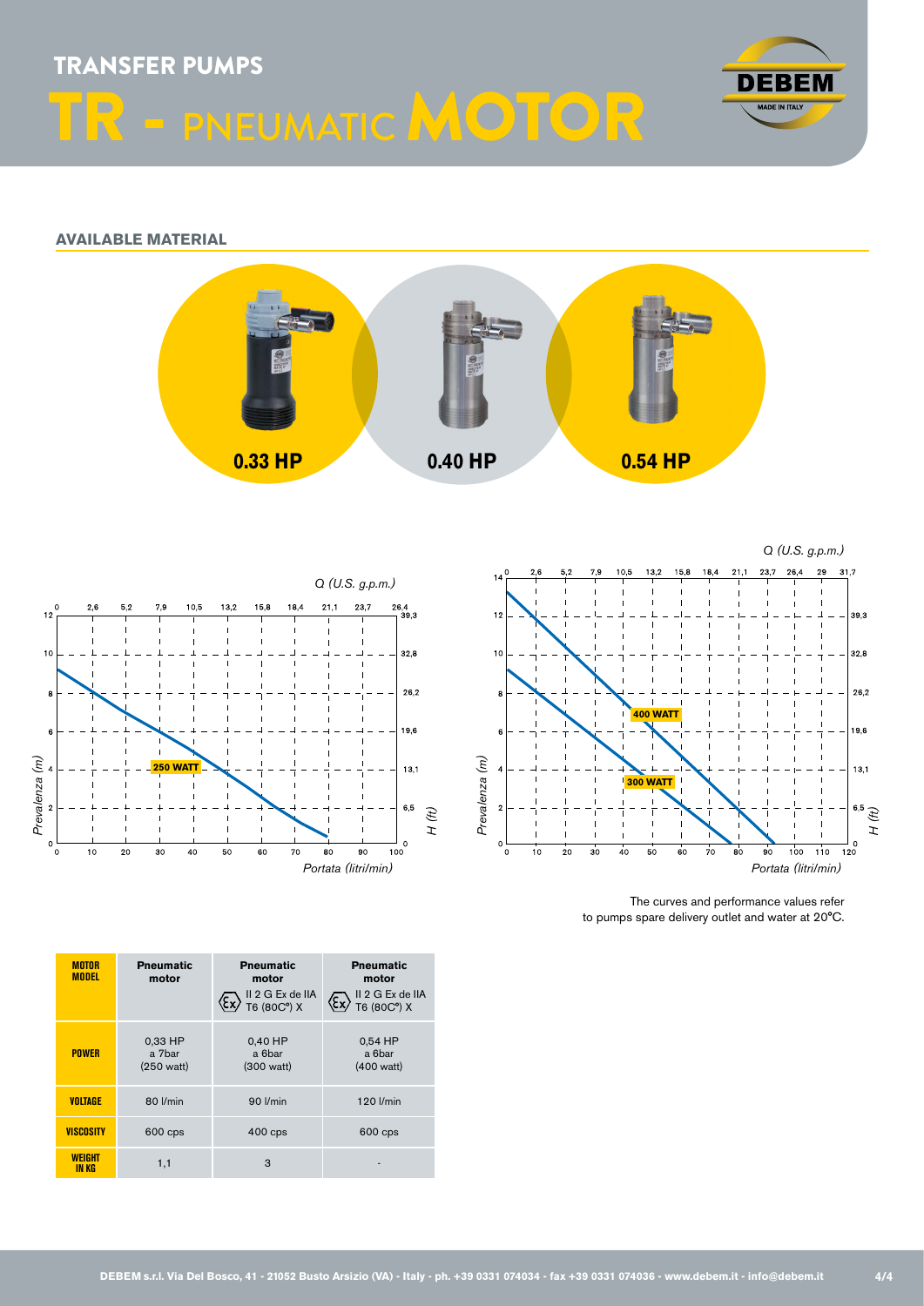# TRANSFER PUMPS

# TR - PNEUMATIC MOTOR

## AVAILABLE MATERIAL

0.33 HP

0.40 HP

0.54 HP

Q (U.S. g.p.m.)
0 2,6 5,2 7,9 10,5 13,2 15,8 18,4 21,1 23,7 26,4
39,3 32,8 26,2 19,6 13,1 6,5 0
H (ft)
Prevalenza (m)
12 10 8 6 4 2 0
250 WATT
0 10 20 30 40 50 60 70 80 90 100
Portata (litri/min)

Q (U.S. g.p.m.)
0 2,6 5,2 7,9 10,5 13,2 15,8 18,4 21,1 23,7 26,4 29 31,7
39,3 32,8 26,2 19,6 13,1 6.5 0
H (ft)
Prevalenza (m)
14 12 10 8 6 4 2 0
400 WATT
300 WATT
0 10 20 30 40 50 60 70 80 90 100 110 120
Portata (litri/min)

The curves and performance values refer to pumps spare delivery outlet and water at 20°C.

| MOTOR MODEL | Pneumatic motor | Pneumatic motor II 2 G Ex de IIA T6 (80C°) X | Pneumatic motor II 2 G Ex de IIA T6 (80C°) X |
|---|---|---|---|
| POWER | 0,33 HP a 7bar (250 watt) | 0,40 HP a 6bar (300 watt) | 0,54 HP a 6bar (400 watt) |
| VOLTAGE | 80 l/min | 90 l/min | 120 l/min |
| VISCOSITY | 600 cps | 400 cps | 600 cps |
| WEIGHT IN KG | 1,1 | 3 | - |

DEBEM s.r.l. Via Del Bosco, 41 - 21052 Busto Arsizio (VA) - Italy - ph. +39 0331 074034 - fax +39 0331 074036 - www.debem.it - info@debem.it